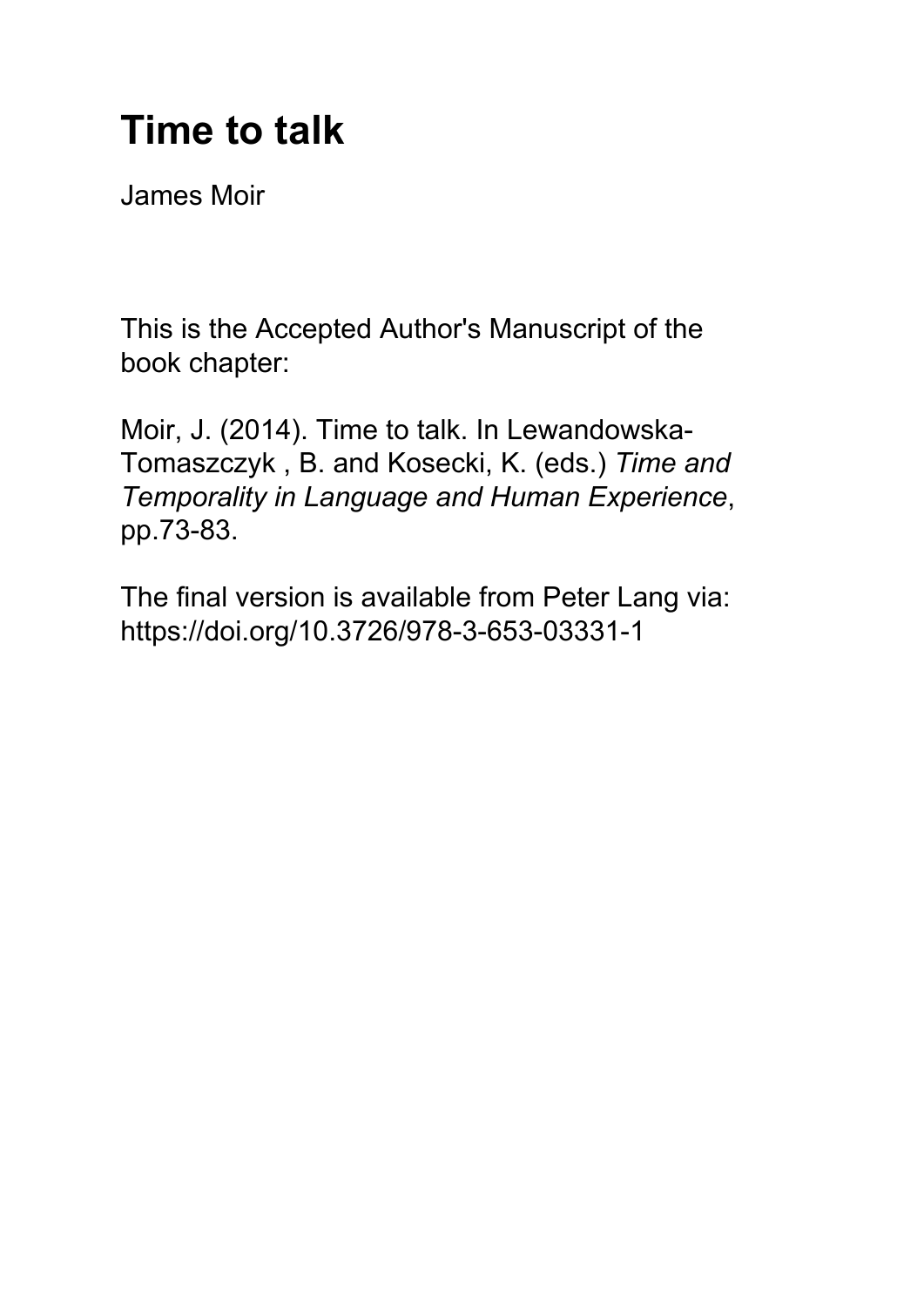# Time to talk

James Moir

This is the Accepted Author's Manuscript of the book chapter:

Moir, J. (2014). Time to talk. In Lewandowska-Tomaszczyk , B. and Kosecki, K. (eds.) *Time and Temporality in Language and Human Experience*, pp.73-83.

The final version is available from Peter Lang via: https://doi.org/10.3726/978-3-653-03331-1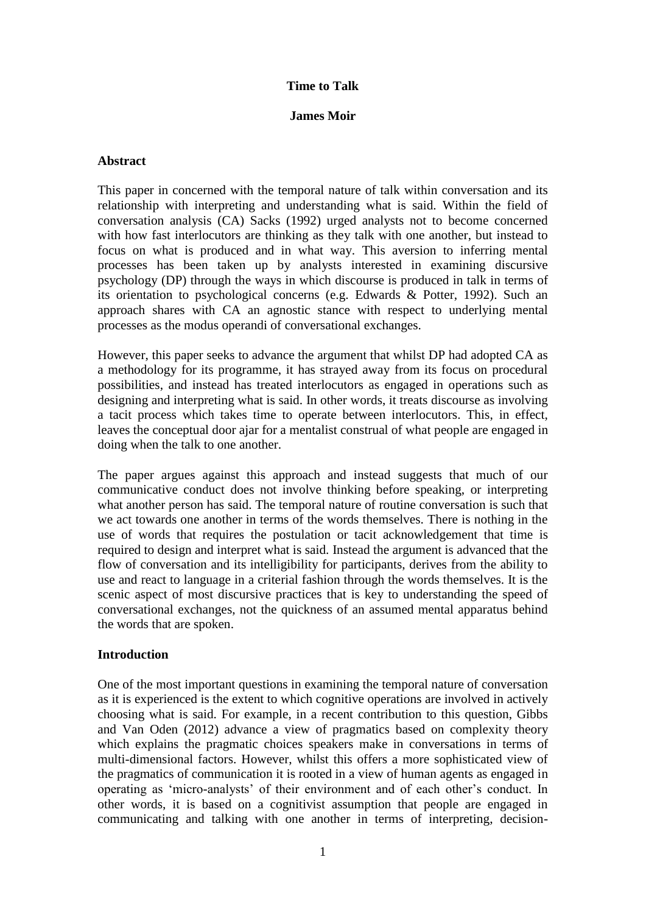**Time to Talk**

**James Moir**

**Abstract**

This paper in concerned with the temporal nature of talk within conversation and its relationship with interpreting and understanding what is said. Within the field of conversation analysis (CA) Sacks (1992) urged analysts not to become concerned with how fast interlocutors are thinking as they talk with one another, but instead to focus on what is produced and in what way. This aversion to inferring mental processes has been taken up by analysts interested in examining discursive psychology (DP) through the ways in which discourse is produced in talk in terms of its orientation to psychological concerns (e.g. Edwards & Potter, 1992). Such an approach shares with CA an agnostic stance with respect to underlying mental processes as the modus operandi of conversational exchanges.

However, this paper seeks to advance the argument that whilst DP had adopted CA as a methodology for its programme, it has strayed away from its focus on procedural possibilities, and instead has treated interlocutors as engaged in operations such as designing and interpreting what is said. In other words, it treats discourse as involving a tacit process which takes time to operate between interlocutors. This, in effect, leaves the conceptual door ajar for a mentalist construal of what people are engaged in doing when the talk to one another.

The paper argues against this approach and instead suggests that much of our communicative conduct does not involve thinking before speaking, or interpreting what another person has said. The temporal nature of routine conversation is such that we act towards one another in terms of the words themselves. There is nothing in the use of words that requires the postulation or tacit acknowledgement that time is required to design and interpret what is said. Instead the argument is advanced that the flow of conversation and its intelligibility for participants, derives from the ability to use and react to language in a criterial fashion through the words themselves. It is the scenic aspect of most discursive practices that is key to understanding the speed of conversational exchanges, not the quickness of an assumed mental apparatus behind the words that are spoken.

**Introduction**

One of the most important questions in examining the temporal nature of conversation as it is experienced is the extent to which cognitive operations are involved in actively choosing what is said. For example, in a recent contribution to this question, Gibbs and Van Oden (2012) advance a view of pragmatics based on complexity theory which explains the pragmatic choices speakers make in conversations in terms of multi-dimensional factors. However, whilst this offers a more sophisticated view of the pragmatics of communication it is rooted in a view of human agents as engaged in operating as 'micro-analysts' of their environment and of each other's conduct. In other words, it is based on a cognitivist assumption that people are engaged in communicating and talking with one another in terms of interpreting, decision-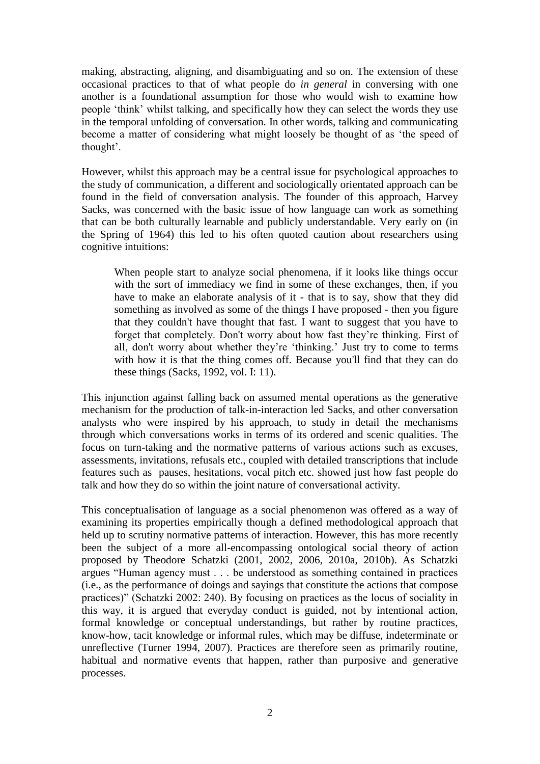making, abstracting, aligning, and disambiguating and so on. The extension of these occasional practices to that of what people do *in general* in conversing with one another is a foundational assumption for those who would wish to examine how people 'think' whilst talking, and specifically how they can select the words they use in the temporal unfolding of conversation. In other words, talking and communicating become a matter of considering what might loosely be thought of as 'the speed of thought'.

However, whilst this approach may be a central issue for psychological approaches to the study of communication, a different and sociologically orientated approach can be found in the field of conversation analysis. The founder of this approach, Harvey Sacks, was concerned with the basic issue of how language can work as something that can be both culturally learnable and publicly understandable. Very early on (in the Spring of 1964) this led to his often quoted caution about researchers using cognitive intuitions:

> When people start to analyze social phenomena, if it looks like things occur with the sort of immediacy we find in some of these exchanges, then, if you have to make an elaborate analysis of it - that is to say, show that they did something as involved as some of the things I have proposed - then you figure that they couldn't have thought that fast. I want to suggest that you have to forget that completely. Don't worry about how fast they're thinking. First of all, don't worry about whether they're 'thinking.' Just try to come to terms with how it is that the thing comes off. Because you'll find that they can do these things (Sacks, 1992, vol. I: 11).

This injunction against falling back on assumed mental operations as the generative mechanism for the production of talk-in-interaction led Sacks, and other conversation analysts who were inspired by his approach, to study in detail the mechanisms through which conversations works in terms of its ordered and scenic qualities. The focus on turn-taking and the normative patterns of various actions such as excuses, assessments, invitations, refusals etc., coupled with detailed transcriptions that include features such as pauses, hesitations, vocal pitch etc. showed just how fast people do talk and how they do so within the joint nature of conversational activity.

This conceptualisation of language as a social phenomenon was offered as a way of examining its properties empirically though a defined methodological approach that held up to scrutiny normative patterns of interaction. However, this has more recently been the subject of a more all-encompassing ontological social theory of action proposed by Theodore Schatzki (2001, 2002, 2006, 2010a, 2010b). As Schatzki argues "Human agency must . . . be understood as something contained in practices (i.e., as the performance of doings and sayings that constitute the actions that compose practices)" (Schatzki 2002: 240). By focusing on practices as the locus of sociality in this way, it is argued that everyday conduct is guided, not by intentional action, formal knowledge or conceptual understandings, but rather by routine practices, know-how, tacit knowledge or informal rules, which may be diffuse, indeterminate or unreflective (Turner 1994, 2007). Practices are therefore seen as primarily routine, habitual and normative events that happen, rather than purposive and generative processes.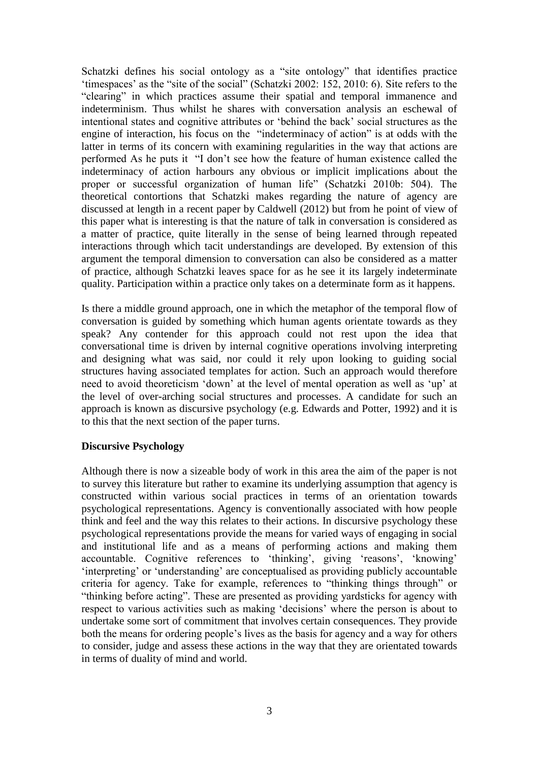Schatzki defines his social ontology as a "site ontology" that identifies practice 'timespaces' as the "site of the social" (Schatzki 2002: 152, 2010: 6). Site refers to the "clearing" in which practices assume their spatial and temporal immanence and indeterminism. Thus whilst he shares with conversation analysis an eschewal of intentional states and cognitive attributes or 'behind the back' social structures as the engine of interaction, his focus on the "indeterminacy of action" is at odds with the latter in terms of its concern with examining regularities in the way that actions are performed As he puts it "I don't see how the feature of human existence called the indeterminacy of action harbours any obvious or implicit implications about the proper or successful organization of human life" (Schatzki 2010b: 504). The theoretical contortions that Schatzki makes regarding the nature of agency are discussed at length in a recent paper by Caldwell (2012) but from he point of view of this paper what is interesting is that the nature of talk in conversation is considered as a matter of practice, quite literally in the sense of being learned through repeated interactions through which tacit understandings are developed. By extension of this argument the temporal dimension to conversation can also be considered as a matter of practice, although Schatzki leaves space for as he see it its largely indeterminate quality. Participation within a practice only takes on a determinate form as it happens.

Is there a middle ground approach, one in which the metaphor of the temporal flow of conversation is guided by something which human agents orientate towards as they speak? Any contender for this approach could not rest upon the idea that conversational time is driven by internal cognitive operations involving interpreting and designing what was said, nor could it rely upon looking to guiding social structures having associated templates for action. Such an approach would therefore need to avoid theoreticism 'down' at the level of mental operation as well as 'up' at the level of over-arching social structures and processes. A candidate for such an approach is known as discursive psychology (e.g. Edwards and Potter, 1992) and it is to this that the next section of the paper turns.

**Discursive Psychology**

Although there is now a sizeable body of work in this area the aim of the paper is not to survey this literature but rather to examine its underlying assumption that agency is constructed within various social practices in terms of an orientation towards psychological representations. Agency is conventionally associated with how people think and feel and the way this relates to their actions. In discursive psychology these psychological representations provide the means for varied ways of engaging in social and institutional life and as a means of performing actions and making them accountable. Cognitive references to 'thinking', giving 'reasons', 'knowing' 'interpreting' or 'understanding' are conceptualised as providing publicly accountable criteria for agency. Take for example, references to "thinking things through" or "thinking before acting". These are presented as providing yardsticks for agency with respect to various activities such as making 'decisions' where the person is about to undertake some sort of commitment that involves certain consequences. They provide both the means for ordering people's lives as the basis for agency and a way for others to consider, judge and assess these actions in the way that they are orientated towards in terms of duality of mind and world.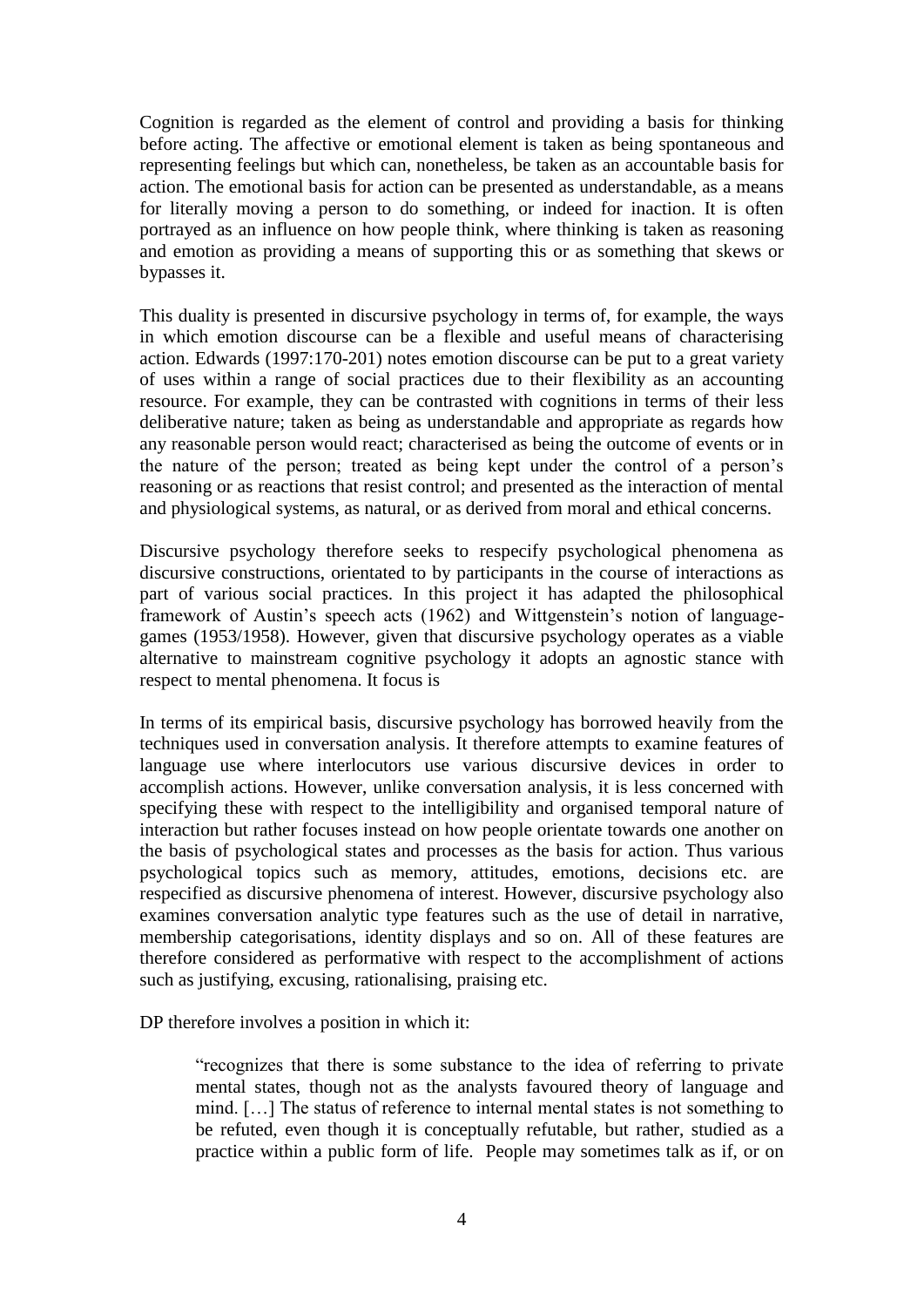Cognition is regarded as the element of control and providing a basis for thinking before acting. The affective or emotional element is taken as being spontaneous and representing feelings but which can, nonetheless, be taken as an accountable basis for action. The emotional basis for action can be presented as understandable, as a means for literally moving a person to do something, or indeed for inaction. It is often portrayed as an influence on how people think, where thinking is taken as reasoning and emotion as providing a means of supporting this or as something that skews or bypasses it.

This duality is presented in discursive psychology in terms of, for example, the ways in which emotion discourse can be a flexible and useful means of characterising action. Edwards (1997:170-201) notes emotion discourse can be put to a great variety of uses within a range of social practices due to their flexibility as an accounting resource. For example, they can be contrasted with cognitions in terms of their less deliberative nature; taken as being as understandable and appropriate as regards how any reasonable person would react; characterised as being the outcome of events or in the nature of the person; treated as being kept under the control of a person's reasoning or as reactions that resist control; and presented as the interaction of mental and physiological systems, as natural, or as derived from moral and ethical concerns.

Discursive psychology therefore seeks to respecify psychological phenomena as discursive constructions, orientated to by participants in the course of interactions as part of various social practices. In this project it has adapted the philosophical framework of Austin's speech acts (1962) and Wittgenstein's notion of language-games (1953/1958). However, given that discursive psychology operates as a viable alternative to mainstream cognitive psychology it adopts an agnostic stance with respect to mental phenomena. It focus is

In terms of its empirical basis, discursive psychology has borrowed heavily from the techniques used in conversation analysis. It therefore attempts to examine features of language use where interlocutors use various discursive devices in order to accomplish actions. However, unlike conversation analysis, it is less concerned with specifying these with respect to the intelligibility and organised temporal nature of interaction but rather focuses instead on how people orientate towards one another on the basis of psychological states and processes as the basis for action. Thus various psychological topics such as memory, attitudes, emotions, decisions etc. are respecified as discursive phenomena of interest. However, discursive psychology also examines conversation analytic type features such as the use of detail in narrative, membership categorisations, identity displays and so on. All of these features are therefore considered as performative with respect to the accomplishment of actions such as justifying, excusing, rationalising, praising etc.

DP therefore involves a position in which it:

> "recognizes that there is some substance to the idea of referring to private mental states, though not as the analysts favoured theory of language and mind. […] The status of reference to internal mental states is not something to be refuted, even though it is conceptually refutable, but rather, studied as a practice within a public form of life. People may sometimes talk as if, or on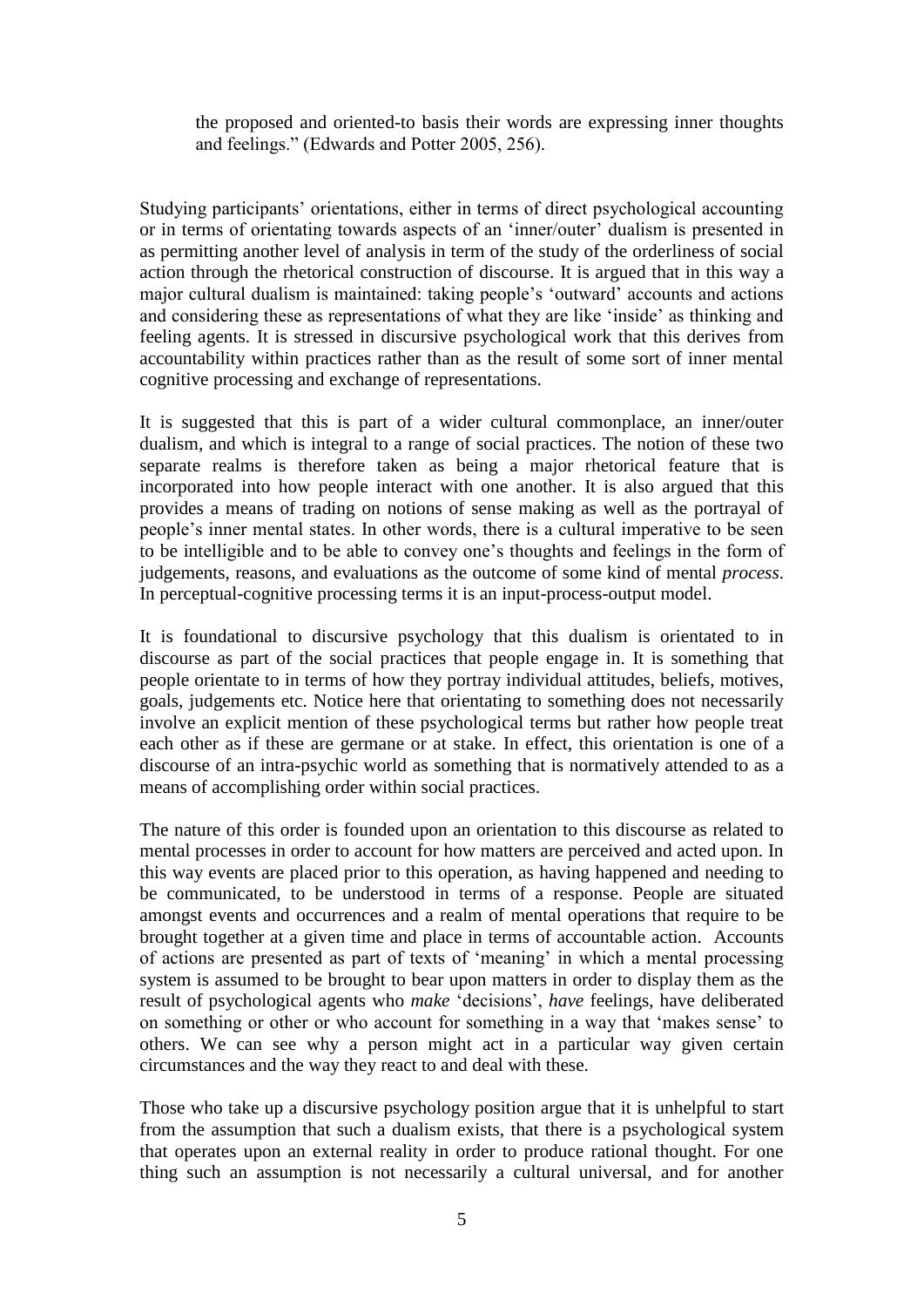the proposed and oriented-to basis their words are expressing inner thoughts and feelings." (Edwards and Potter 2005, 256).

Studying participants' orientations, either in terms of direct psychological accounting or in terms of orientating towards aspects of an 'inner/outer' dualism is presented in as permitting another level of analysis in term of the study of the orderliness of social action through the rhetorical construction of discourse. It is argued that in this way a major cultural dualism is maintained: taking people's 'outward' accounts and actions and considering these as representations of what they are like 'inside' as thinking and feeling agents. It is stressed in discursive psychological work that this derives from accountability within practices rather than as the result of some sort of inner mental cognitive processing and exchange of representations.

It is suggested that this is part of a wider cultural commonplace, an inner/outer dualism, and which is integral to a range of social practices. The notion of these two separate realms is therefore taken as being a major rhetorical feature that is incorporated into how people interact with one another. It is also argued that this provides a means of trading on notions of sense making as well as the portrayal of people's inner mental states. In other words, there is a cultural imperative to be seen to be intelligible and to be able to convey one's thoughts and feelings in the form of judgements, reasons, and evaluations as the outcome of some kind of mental *process*. In perceptual-cognitive processing terms it is an input-process-output model.

It is foundational to discursive psychology that this dualism is orientated to in discourse as part of the social practices that people engage in. It is something that people orientate to in terms of how they portray individual attitudes, beliefs, motives, goals, judgements etc. Notice here that orientating to something does not necessarily involve an explicit mention of these psychological terms but rather how people treat each other as if these are germane or at stake. In effect, this orientation is one of a discourse of an intra-psychic world as something that is normatively attended to as a means of accomplishing order within social practices.

The nature of this order is founded upon an orientation to this discourse as related to mental processes in order to account for how matters are perceived and acted upon. In this way events are placed prior to this operation, as having happened and needing to be communicated, to be understood in terms of a response. People are situated amongst events and occurrences and a realm of mental operations that require to be brought together at a given time and place in terms of accountable action. Accounts of actions are presented as part of texts of 'meaning' in which a mental processing system is assumed to be brought to bear upon matters in order to display them as the result of psychological agents who *make* 'decisions', *have* feelings, have deliberated on something or other or who account for something in a way that 'makes sense' to others. We can see why a person might act in a particular way given certain circumstances and the way they react to and deal with these.

Those who take up a discursive psychology position argue that it is unhelpful to start from the assumption that such a dualism exists, that there is a psychological system that operates upon an external reality in order to produce rational thought. For one thing such an assumption is not necessarily a cultural universal, and for another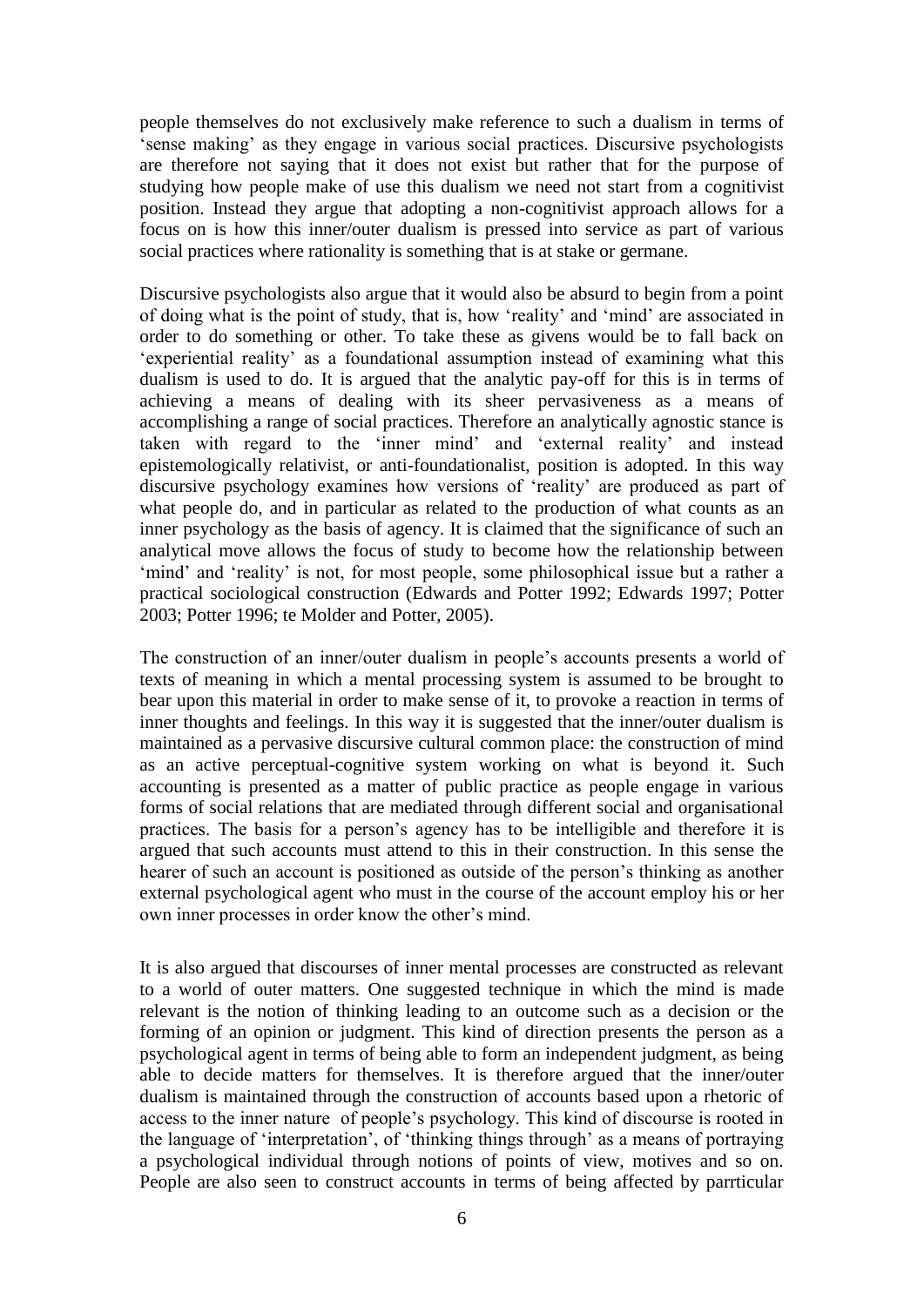people themselves do not exclusively make reference to such a dualism in terms of 'sense making' as they engage in various social practices. Discursive psychologists are therefore not saying that it does not exist but rather that for the purpose of studying how people make of use this dualism we need not start from a cognitivist position. Instead they argue that adopting a non-cognitivist approach allows for a focus on is how this inner/outer dualism is pressed into service as part of various social practices where rationality is something that is at stake or germane.

Discursive psychologists also argue that it would also be absurd to begin from a point of doing what is the point of study, that is, how 'reality' and 'mind' are associated in order to do something or other. To take these as givens would be to fall back on 'experiential reality' as a foundational assumption instead of examining what this dualism is used to do. It is argued that the analytic pay-off for this is in terms of achieving a means of dealing with its sheer pervasiveness as a means of accomplishing a range of social practices. Therefore an analytically agnostic stance is taken with regard to the 'inner mind' and 'external reality' and instead epistemologically relativist, or anti-foundationalist, position is adopted. In this way discursive psychology examines how versions of 'reality' are produced as part of what people do, and in particular as related to the production of what counts as an inner psychology as the basis of agency. It is claimed that the significance of such an analytical move allows the focus of study to become how the relationship between 'mind' and 'reality' is not, for most people, some philosophical issue but a rather a practical sociological construction (Edwards and Potter 1992; Edwards 1997; Potter 2003; Potter 1996; te Molder and Potter, 2005).

The construction of an inner/outer dualism in people's accounts presents a world of texts of meaning in which a mental processing system is assumed to be brought to bear upon this material in order to make sense of it, to provoke a reaction in terms of inner thoughts and feelings. In this way it is suggested that the inner/outer dualism is maintained as a pervasive discursive cultural common place: the construction of mind as an active perceptual-cognitive system working on what is beyond it. Such accounting is presented as a matter of public practice as people engage in various forms of social relations that are mediated through different social and organisational practices. The basis for a person's agency has to be intelligible and therefore it is argued that such accounts must attend to this in their construction. In this sense the hearer of such an account is positioned as outside of the person's thinking as another external psychological agent who must in the course of the account employ his or her own inner processes in order know the other's mind.

It is also argued that discourses of inner mental processes are constructed as relevant to a world of outer matters. One suggested technique in which the mind is made relevant is the notion of thinking leading to an outcome such as a decision or the forming of an opinion or judgment. This kind of direction presents the person as a psychological agent in terms of being able to form an independent judgment, as being able to decide matters for themselves. It is therefore argued that the inner/outer dualism is maintained through the construction of accounts based upon a rhetoric of access to the inner nature of people's psychology. This kind of discourse is rooted in the language of 'interpretation', of 'thinking things through' as a means of portraying a psychological individual through notions of points of view, motives and so on. People are also seen to construct accounts in terms of being affected by parrticular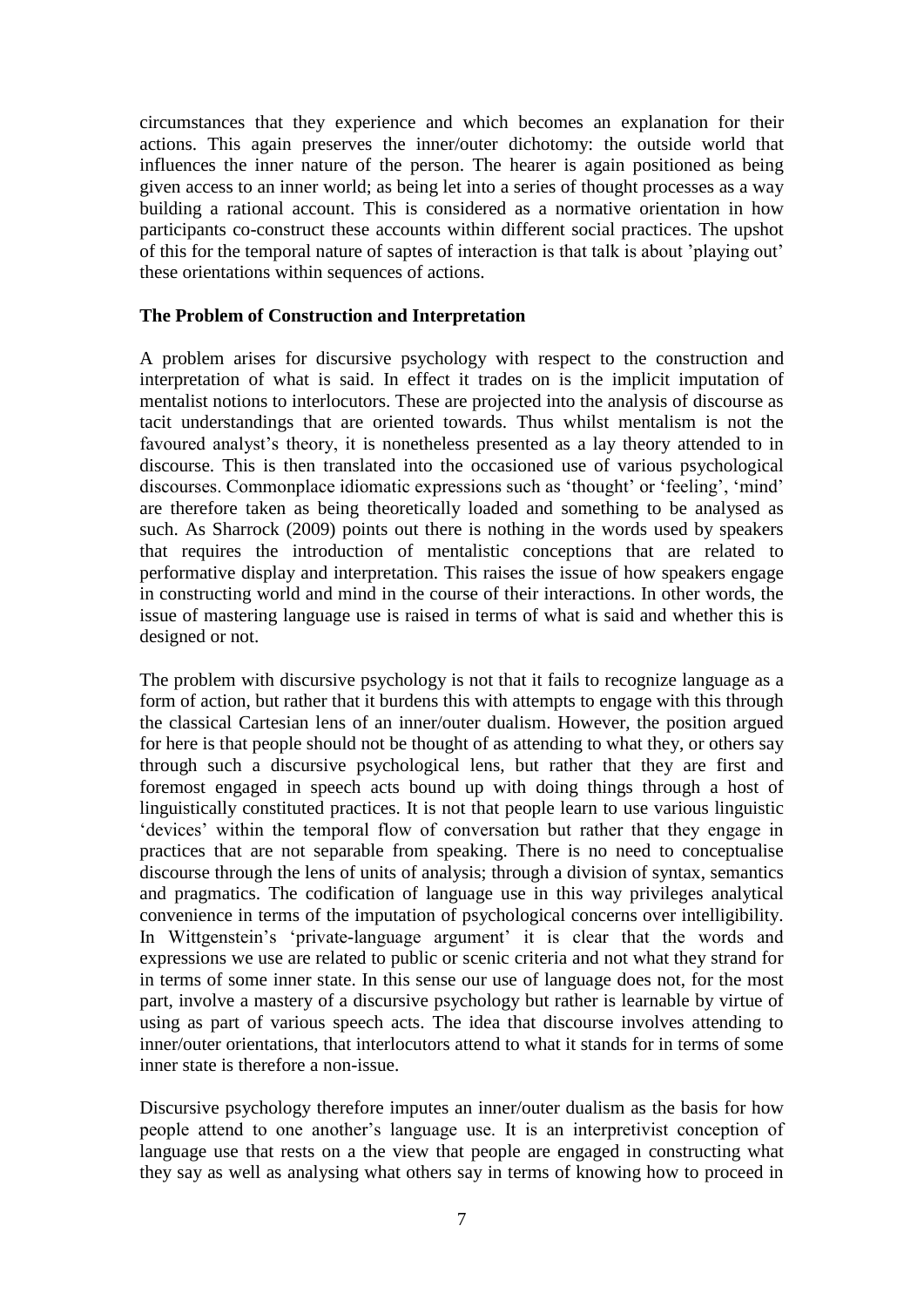circumstances that they experience and which becomes an explanation for their actions. This again preserves the inner/outer dichotomy: the outside world that influences the inner nature of the person. The hearer is again positioned as being given access to an inner world; as being let into a series of thought processes as a way building a rational account. This is considered as a normative orientation in how participants co-construct these accounts within different social practices. The upshot of this for the temporal nature of saptes of interaction is that talk is about 'playing out' these orientations within sequences of actions.

**The Problem of Construction and Interpretation**

A problem arises for discursive psychology with respect to the construction and interpretation of what is said. In effect it trades on is the implicit imputation of mentalist notions to interlocutors. These are projected into the analysis of discourse as tacit understandings that are oriented towards. Thus whilst mentalism is not the favoured analyst's theory, it is nonetheless presented as a lay theory attended to in discourse. This is then translated into the occasioned use of various psychological discourses. Commonplace idiomatic expressions such as 'thought' or 'feeling', 'mind' are therefore taken as being theoretically loaded and something to be analysed as such. As Sharrock (2009) points out there is nothing in the words used by speakers that requires the introduction of mentalistic conceptions that are related to performative display and interpretation. This raises the issue of how speakers engage in constructing world and mind in the course of their interactions. In other words, the issue of mastering language use is raised in terms of what is said and whether this is designed or not.

The problem with discursive psychology is not that it fails to recognize language as a form of action, but rather that it burdens this with attempts to engage with this through the classical Cartesian lens of an inner/outer dualism. However, the position argued for here is that people should not be thought of as attending to what they, or others say through such a discursive psychological lens, but rather that they are first and foremost engaged in speech acts bound up with doing things through a host of linguistically constituted practices. It is not that people learn to use various linguistic 'devices' within the temporal flow of conversation but rather that they engage in practices that are not separable from speaking. There is no need to conceptualise discourse through the lens of units of analysis; through a division of syntax, semantics and pragmatics. The codification of language use in this way privileges analytical convenience in terms of the imputation of psychological concerns over intelligibility. In Wittgenstein's 'private-language argument' it is clear that the words and expressions we use are related to public or scenic criteria and not what they strand for in terms of some inner state. In this sense our use of language does not, for the most part, involve a mastery of a discursive psychology but rather is learnable by virtue of using as part of various speech acts. The idea that discourse involves attending to inner/outer orientations, that interlocutors attend to what it stands for in terms of some inner state is therefore a non-issue.

Discursive psychology therefore imputes an inner/outer dualism as the basis for how people attend to one another's language use. It is an interpretivist conception of language use that rests on a the view that people are engaged in constructing what they say as well as analysing what others say in terms of knowing how to proceed in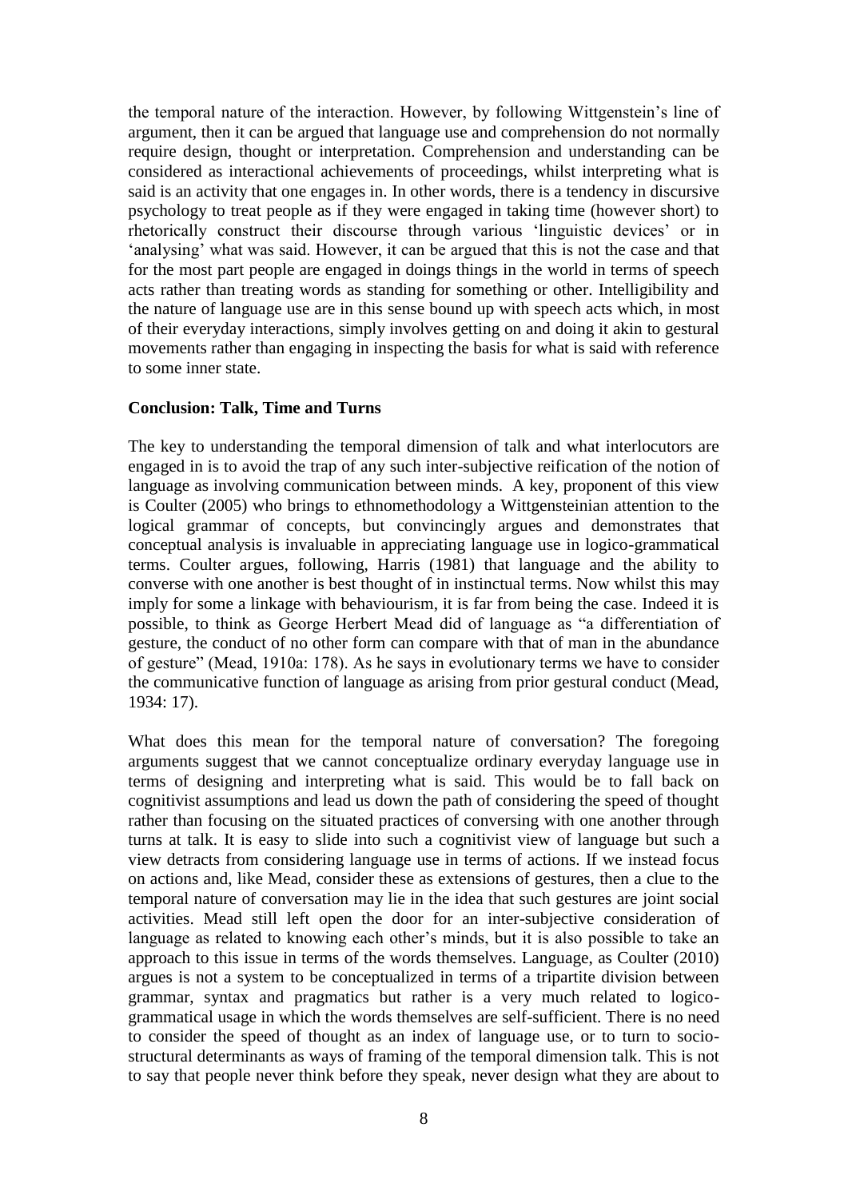the temporal nature of the interaction. However, by following Wittgenstein's line of argument, then it can be argued that language use and comprehension do not normally require design, thought or interpretation. Comprehension and understanding can be considered as interactional achievements of proceedings, whilst interpreting what is said is an activity that one engages in. In other words, there is a tendency in discursive psychology to treat people as if they were engaged in taking time (however short) to rhetorically construct their discourse through various 'linguistic devices' or in 'analysing' what was said. However, it can be argued that this is not the case and that for the most part people are engaged in doings things in the world in terms of speech acts rather than treating words as standing for something or other. Intelligibility and the nature of language use are in this sense bound up with speech acts which, in most of their everyday interactions, simply involves getting on and doing it akin to gestural movements rather than engaging in inspecting the basis for what is said with reference to some inner state.

**Conclusion: Talk, Time and Turns**

The key to understanding the temporal dimension of talk and what interlocutors are engaged in is to avoid the trap of any such inter-subjective reification of the notion of language as involving communication between minds. A key, proponent of this view is Coulter (2005) who brings to ethnomethodology a Wittgensteinian attention to the logical grammar of concepts, but convincingly argues and demonstrates that conceptual analysis is invaluable in appreciating language use in logico-grammatical terms. Coulter argues, following, Harris (1981) that language and the ability to converse with one another is best thought of in instinctual terms. Now whilst this may imply for some a linkage with behaviourism, it is far from being the case. Indeed it is possible, to think as George Herbert Mead did of language as "a differentiation of gesture, the conduct of no other form can compare with that of man in the abundance of gesture" (Mead, 1910a: 178). As he says in evolutionary terms we have to consider the communicative function of language as arising from prior gestural conduct (Mead, 1934: 17).

What does this mean for the temporal nature of conversation? The foregoing arguments suggest that we cannot conceptualize ordinary everyday language use in terms of designing and interpreting what is said. This would be to fall back on cognitivist assumptions and lead us down the path of considering the speed of thought rather than focusing on the situated practices of conversing with one another through turns at talk. It is easy to slide into such a cognitivist view of language but such a view detracts from considering language use in terms of actions. If we instead focus on actions and, like Mead, consider these as extensions of gestures, then a clue to the temporal nature of conversation may lie in the idea that such gestures are joint social activities. Mead still left open the door for an inter-subjective consideration of language as related to knowing each other's minds, but it is also possible to take an approach to this issue in terms of the words themselves. Language, as Coulter (2010) argues is not a system to be conceptualized in terms of a tripartite division between grammar, syntax and pragmatics but rather is a very much related to logico-grammatical usage in which the words themselves are self-sufficient. There is no need to consider the speed of thought as an index of language use, or to turn to socio-structural determinants as ways of framing of the temporal dimension talk. This is not to say that people never think before they speak, never design what they are about to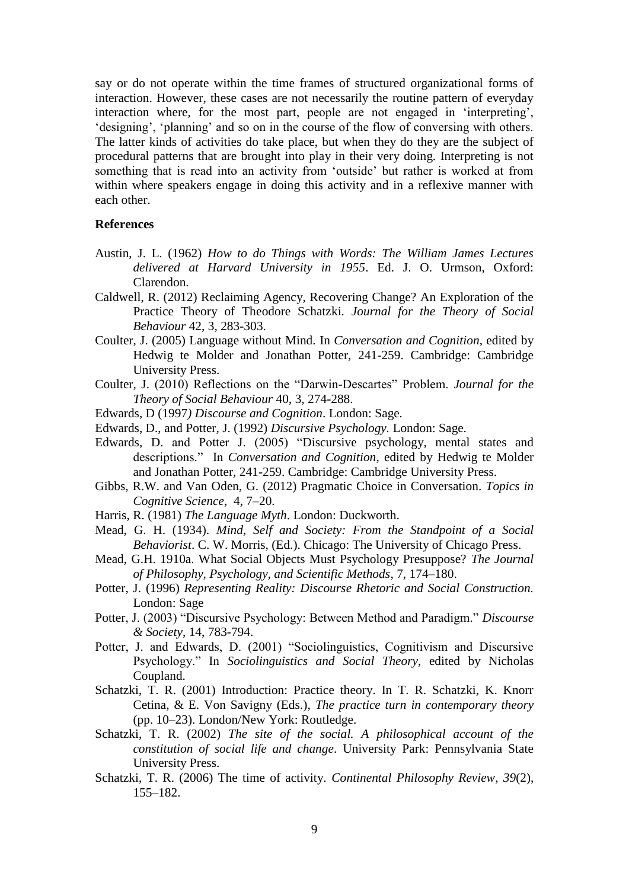say or do not operate within the time frames of structured organizational forms of interaction. However, these cases are not necessarily the routine pattern of everyday interaction where, for the most part, people are not engaged in 'interpreting', 'designing', 'planning' and so on in the course of the flow of conversing with others. The latter kinds of activities do take place, but when they do they are the subject of procedural patterns that are brought into play in their very doing. Interpreting is not something that is read into an activity from 'outside' but rather is worked at from within where speakers engage in doing this activity and in a reflexive manner with each other.

## References

Austin, J. L. (1962) *How to do Things with Words: The William James Lectures delivered at Harvard University in 1955*. Ed. J. O. Urmson, Oxford: Clarendon.

Caldwell, R. (2012) Reclaiming Agency, Recovering Change? An Exploration of the Practice Theory of Theodore Schatzki. *Journal for the Theory of Social Behaviour* 42, 3, 283-303.

Coulter, J. (2005) Language without Mind. In *Conversation and Cognition*, edited by Hedwig te Molder and Jonathan Potter, 241-259. Cambridge: Cambridge University Press.

Coulter, J. (2010) Reflections on the "Darwin-Descartes" Problem. *Journal for the Theory of Social Behaviour* 40, 3, 274-288.

Edwards, D (1997*) Discourse and Cognition*. London: Sage.

Edwards, D., and Potter, J. (1992) *Discursive Psychology.* London: Sage.

Edwards, D. and Potter J. (2005) "Discursive psychology, mental states and descriptions." In *Conversation and Cognition*, edited by Hedwig te Molder and Jonathan Potter, 241-259. Cambridge: Cambridge University Press.

Gibbs, R.W. and Van Oden, G. (2012) Pragmatic Choice in Conversation. *Topics in Cognitive Science*, 4, 7–20.

Harris, R. (1981) *The Language Myth*. London: Duckworth.

Mead, G. H. (1934). *Mind, Self and Society: From the Standpoint of a Social Behaviorist*. C. W. Morris, (Ed.). Chicago: The University of Chicago Press.

Mead, G.H. 1910a. What Social Objects Must Psychology Presuppose? *The Journal of Philosophy, Psychology, and Scientific Methods*, 7, 174–180.

Potter, J. (1996) *Representing Reality: Discourse Rhetoric and Social Construction.* London: Sage

Potter, J. (2003) "Discursive Psychology: Between Method and Paradigm." *Discourse & Society*, 14, 783-794.

Potter, J. and Edwards, D. (2001) "Sociolinguistics, Cognitivism and Discursive Psychology." In *Sociolinguistics and Social Theory*, edited by Nicholas Coupland.

Schatzki, T. R. (2001) Introduction: Practice theory. In T. R. Schatzki, K. Knorr Cetina, & E. Von Savigny (Eds.), *The practice turn in contemporary theory* (pp. 10–23). London/New York: Routledge.

Schatzki, T. R. (2002) *The site of the social. A philosophical account of the constitution of social life and change*. University Park: Pennsylvania State University Press.

Schatzki, T. R. (2006) The time of activity. *Continental Philosophy Review*, *39*(2), 155–182.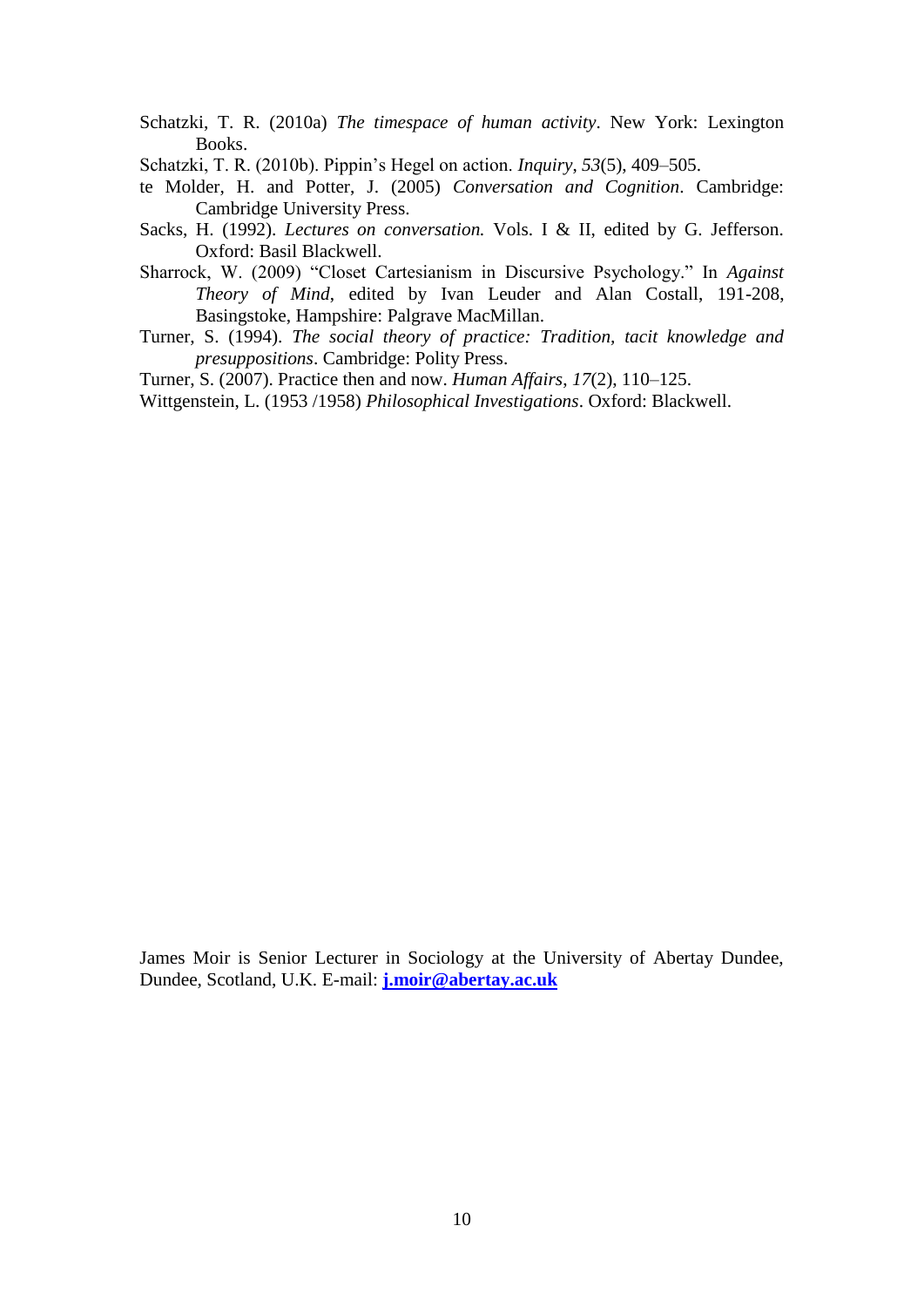Schatzki, T. R. (2010a) *The timespace of human activity*. New York: Lexington Books.

Schatzki, T. R. (2010b). Pippin's Hegel on action. *Inquiry*, *53*(5), 409–505.

te Molder, H. and Potter, J. (2005) *Conversation and Cognition*. Cambridge: Cambridge University Press.

Sacks, H. (1992). *Lectures on conversation.* Vols. I & II, edited by G. Jefferson. Oxford: Basil Blackwell.

Sharrock, W. (2009) "Closet Cartesianism in Discursive Psychology." In *Against Theory of Mind*, edited by Ivan Leuder and Alan Costall, 191-208, Basingstoke, Hampshire: Palgrave MacMillan.

Turner, S. (1994). *The social theory of practice: Tradition, tacit knowledge and presuppositions*. Cambridge: Polity Press.

Turner, S. (2007). Practice then and now. *Human Affairs*, *17*(2), 110–125.

Wittgenstein, L. (1953 /1958) *Philosophical Investigations*. Oxford: Blackwell.

James Moir is Senior Lecturer in Sociology at the University of Abertay Dundee, Dundee, Scotland, U.K. E-mail: **j.moir@abertay.ac.uk**